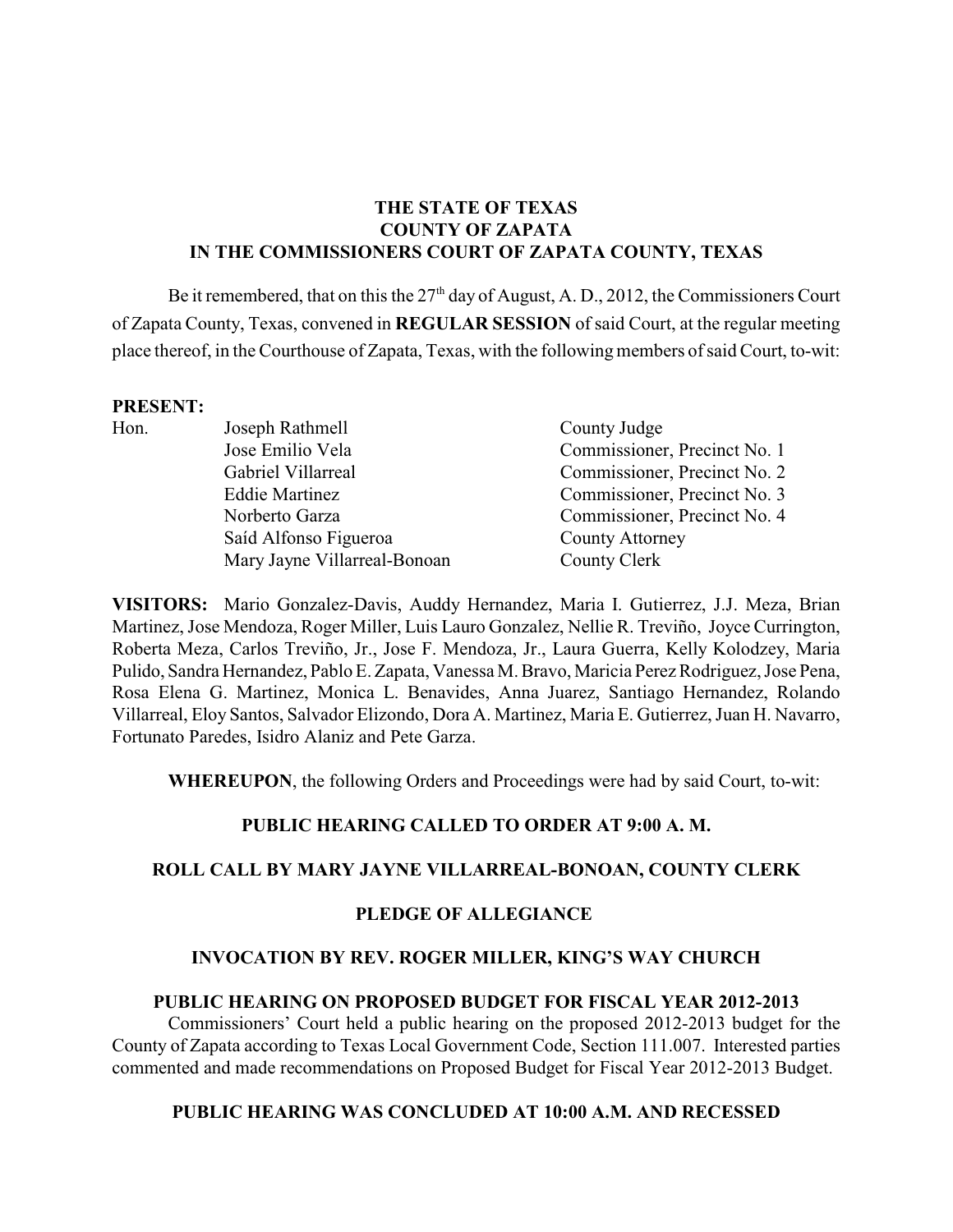**THE STATE OF TEXAS**
**COUNTY OF ZAPATA**
**IN THE COMMISSIONERS COURT OF ZAPATA COUNTY, TEXAS**

Be it remembered, that on this the 27th day of August, A. D., 2012, the Commissioners Court of Zapata County, Texas, convened in **REGULAR SESSION** of said Court, at the regular meeting place thereof, in the Courthouse of Zapata, Texas, with the following members of said Court, to-wit:

**PRESENT:**

| | | |
|---|---|---|
| Hon. | Joseph Rathmell | County Judge |
| | Jose Emilio Vela | Commissioner, Precinct No. 1 |
| | Gabriel Villarreal | Commissioner, Precinct No. 2 |
| | Eddie Martinez | Commissioner, Precinct No. 3 |
| | Norberto Garza | Commissioner, Precinct No. 4 |
| | Saíd Alfonso Figueroa | County Attorney |
| | Mary Jayne Villarreal-Bonoan | County Clerk |

**VISITORS:** Mario Gonzalez-Davis, Auddy Hernandez, Maria I. Gutierrez, J.J. Meza, Brian Martinez, Jose Mendoza, Roger Miller, Luis Lauro Gonzalez, Nellie R. Treviño, Joyce Currington, Roberta Meza, Carlos Treviño, Jr., Jose F. Mendoza, Jr., Laura Guerra, Kelly Kolodzey, Maria Pulido, Sandra Hernandez, Pablo E. Zapata, Vanessa M. Bravo, Maricia Perez Rodriguez, Jose Pena, Rosa Elena G. Martinez, Monica L. Benavides, Anna Juarez, Santiago Hernandez, Rolando Villarreal, Eloy Santos, Salvador Elizondo, Dora A. Martinez, Maria E. Gutierrez, Juan H. Navarro, Fortunato Paredes, Isidro Alaniz and Pete Garza.

**WHEREUPON**, the following Orders and Proceedings were had by said Court, to-wit:

**PUBLIC HEARING CALLED TO ORDER AT 9:00 A. M.**

**ROLL CALL BY MARY JAYNE VILLARREAL-BONOAN, COUNTY CLERK**

**PLEDGE OF ALLEGIANCE**

**INVOCATION BY REV. ROGER MILLER, KING'S WAY CHURCH**

**PUBLIC HEARING ON PROPOSED BUDGET FOR FISCAL YEAR 2012-2013**

Commissioners' Court held a public hearing on the proposed 2012-2013 budget for the County of Zapata according to Texas Local Government Code, Section 111.007. Interested parties commented and made recommendations on Proposed Budget for Fiscal Year 2012-2013 Budget.

**PUBLIC HEARING WAS CONCLUDED AT 10:00 A.M. AND RECESSED**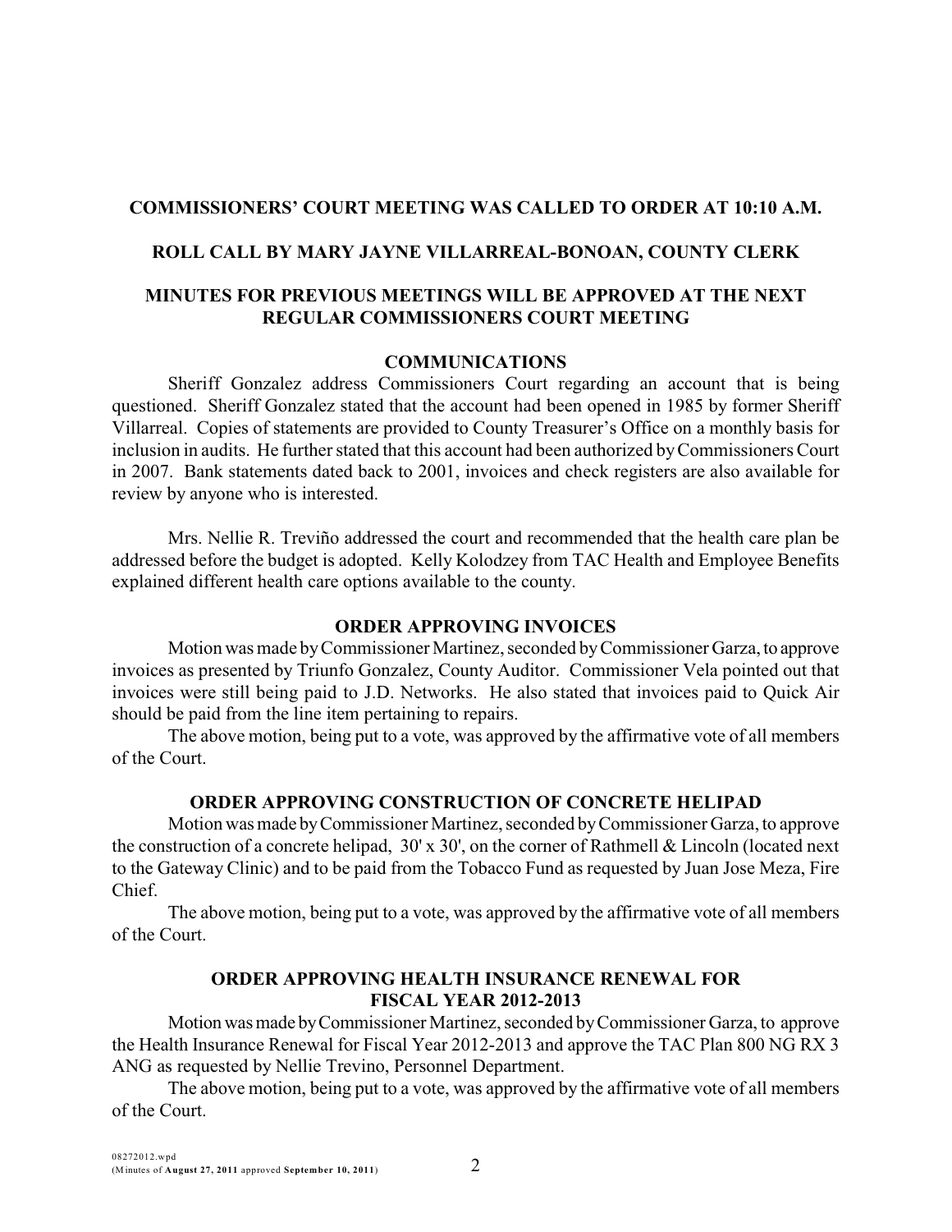**COMMISSIONERS' COURT MEETING WAS CALLED TO ORDER AT 10:10 A.M.**

**ROLL CALL BY MARY JAYNE VILLARREAL-BONOAN, COUNTY CLERK**

**MINUTES FOR PREVIOUS MEETINGS WILL BE APPROVED AT THE NEXT REGULAR COMMISSIONERS COURT MEETING**

**COMMUNICATIONS**

Sheriff Gonzalez address Commissioners Court regarding an account that is being questioned. Sheriff Gonzalez stated that the account had been opened in 1985 by former Sheriff Villarreal. Copies of statements are provided to County Treasurer's Office on a monthly basis for inclusion in audits. He further stated that this account had been authorized by Commissioners Court in 2007. Bank statements dated back to 2001, invoices and check registers are also available for review by anyone who is interested.

Mrs. Nellie R. Treviño addressed the court and recommended that the health care plan be addressed before the budget is adopted. Kelly Kolodzey from TAC Health and Employee Benefits explained different health care options available to the county.

**ORDER APPROVING INVOICES**

Motion was made by Commissioner Martinez, seconded by Commissioner Garza, to approve invoices as presented by Triunfo Gonzalez, County Auditor. Commissioner Vela pointed out that invoices were still being paid to J.D. Networks. He also stated that invoices paid to Quick Air should be paid from the line item pertaining to repairs.

The above motion, being put to a vote, was approved by the affirmative vote of all members of the Court.

**ORDER APPROVING CONSTRUCTION OF CONCRETE HELIPAD**

Motion was made by Commissioner Martinez, seconded by Commissioner Garza, to approve the construction of a concrete helipad, 30' x 30', on the corner of Rathmell & Lincoln (located next to the Gateway Clinic) and to be paid from the Tobacco Fund as requested by Juan Jose Meza, Fire Chief.

The above motion, being put to a vote, was approved by the affirmative vote of all members of the Court.

**ORDER APPROVING HEALTH INSURANCE RENEWAL FOR FISCAL YEAR 2012-2013**

Motion was made by Commissioner Martinez, seconded by Commissioner Garza, to approve the Health Insurance Renewal for Fiscal Year 2012-2013 and approve the TAC Plan 800 NG RX 3 ANG as requested by Nellie Trevino, Personnel Department.

The above motion, being put to a vote, was approved by the affirmative vote of all members of the Court.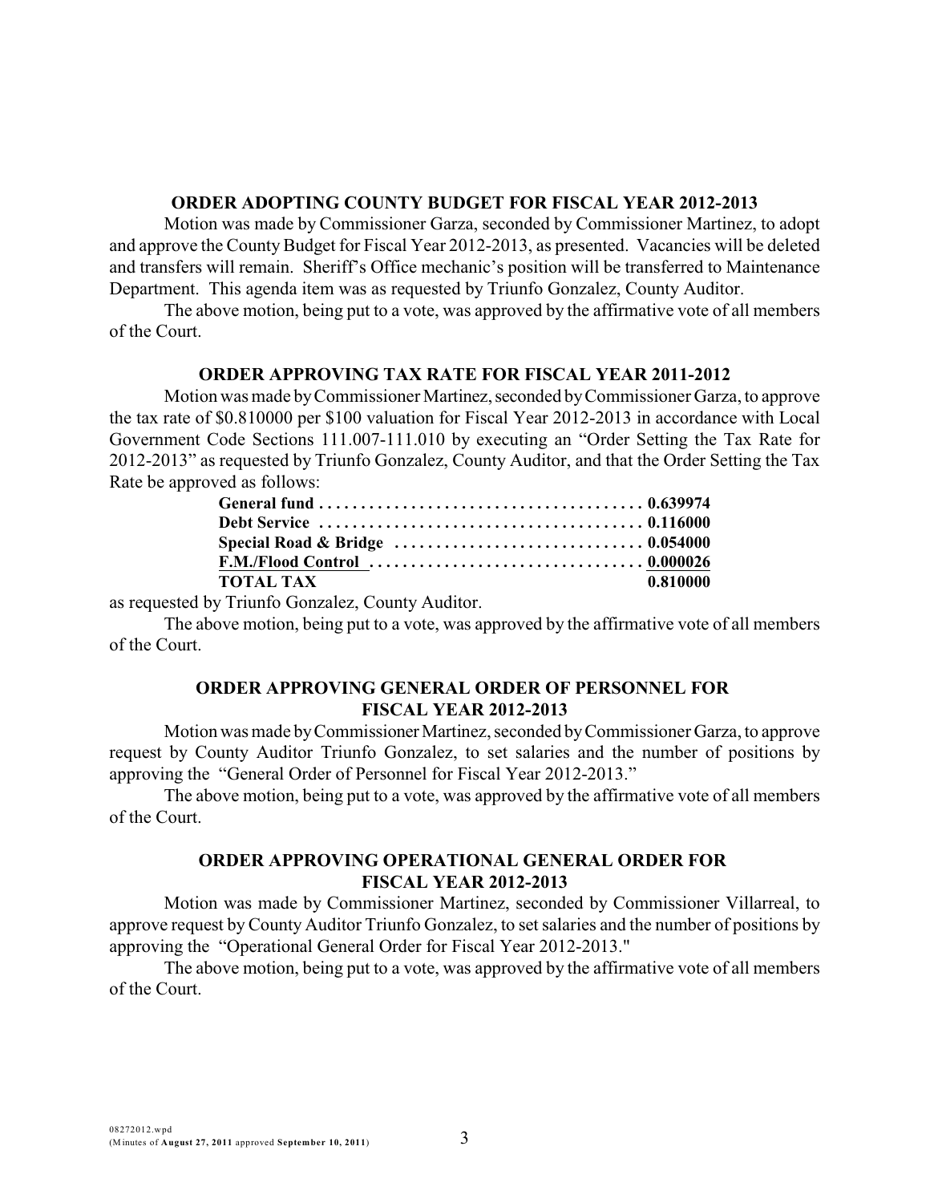## ORDER ADOPTING COUNTY BUDGET FOR FISCAL YEAR 2012-2013

Motion was made by Commissioner Garza, seconded by Commissioner Martinez, to adopt and approve the County Budget for Fiscal Year 2012-2013, as presented. Vacancies will be deleted and transfers will remain. Sheriff's Office mechanic's position will be transferred to Maintenance Department. This agenda item was as requested by Triunfo Gonzalez, County Auditor.

The above motion, being put to a vote, was approved by the affirmative vote of all members of the Court.

## ORDER APPROVING TAX RATE FOR FISCAL YEAR 2011-2012

Motion was made by Commissioner Martinez, seconded by Commissioner Garza, to approve the tax rate of $0.810000 per $100 valuation for Fiscal Year 2012-2013 in accordance with Local Government Code Sections 111.007-111.010 by executing an "Order Setting the Tax Rate for 2012-2013" as requested by Triunfo Gonzalez, County Auditor, and that the Order Setting the Tax Rate be approved as follows:

| | |
|---|---|
| **General fund** | **0.639974** |
| **Debt Service** | **0.116000** |
| **Special Road & Bridge** | **0.054000** |
| **F.M./Flood Control** | **0.000026** |
| **TOTAL TAX** | **0.810000** |

as requested by Triunfo Gonzalez, County Auditor.

The above motion, being put to a vote, was approved by the affirmative vote of all members of the Court.

## ORDER APPROVING GENERAL ORDER OF PERSONNEL FOR FISCAL YEAR 2012-2013

Motion was made by Commissioner Martinez, seconded by Commissioner Garza, to approve request by County Auditor Triunfo Gonzalez, to set salaries and the number of positions by approving the "General Order of Personnel for Fiscal Year 2012-2013."

The above motion, being put to a vote, was approved by the affirmative vote of all members of the Court.

## ORDER APPROVING OPERATIONAL GENERAL ORDER FOR FISCAL YEAR 2012-2013

Motion was made by Commissioner Martinez, seconded by Commissioner Villarreal, to approve request by County Auditor Triunfo Gonzalez, to set salaries and the number of positions by approving the "Operational General Order for Fiscal Year 2012-2013."

The above motion, being put to a vote, was approved by the affirmative vote of all members of the Court.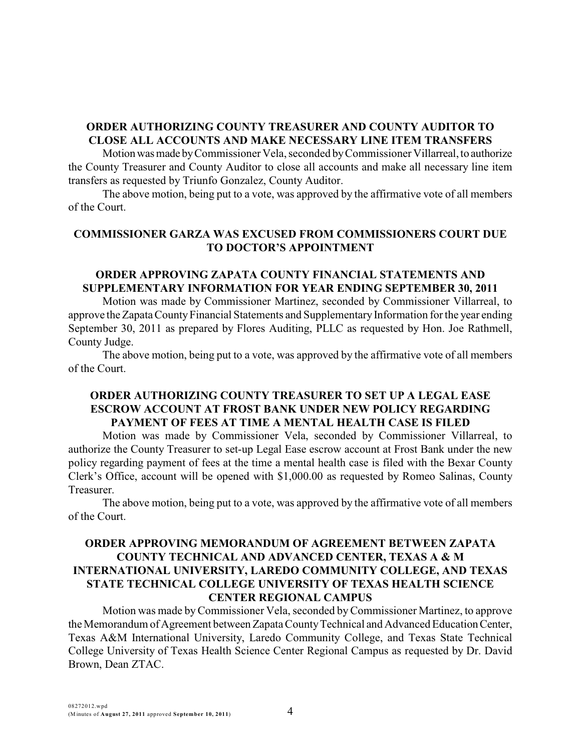**ORDER AUTHORIZING COUNTY TREASURER AND COUNTY AUDITOR TO CLOSE ALL ACCOUNTS AND MAKE NECESSARY LINE ITEM TRANSFERS**

Motion was made by Commissioner Vela, seconded by Commissioner Villarreal, to authorize the County Treasurer and County Auditor to close all accounts and make all necessary line item transfers as requested by Triunfo Gonzalez, County Auditor.

The above motion, being put to a vote, was approved by the affirmative vote of all members of the Court.

**COMMISSIONER GARZA WAS EXCUSED FROM COMMISSIONERS COURT DUE TO DOCTOR'S APPOINTMENT**

**ORDER APPROVING ZAPATA COUNTY FINANCIAL STATEMENTS AND SUPPLEMENTARY INFORMATION FOR YEAR ENDING SEPTEMBER 30, 2011**

Motion was made by Commissioner Martinez, seconded by Commissioner Villarreal, to approve the Zapata County Financial Statements and Supplementary Information for the year ending September 30, 2011 as prepared by Flores Auditing, PLLC as requested by Hon. Joe Rathmell, County Judge.

The above motion, being put to a vote, was approved by the affirmative vote of all members of the Court.

**ORDER AUTHORIZING COUNTY TREASURER TO SET UP A LEGAL EASE ESCROW ACCOUNT AT FROST BANK UNDER NEW POLICY REGARDING PAYMENT OF FEES AT TIME A MENTAL HEALTH CASE IS FILED**

Motion was made by Commissioner Vela, seconded by Commissioner Villarreal, to authorize the County Treasurer to set-up Legal Ease escrow account at Frost Bank under the new policy regarding payment of fees at the time a mental health case is filed with the Bexar County Clerk's Office, account will be opened with $1,000.00 as requested by Romeo Salinas, County Treasurer.

The above motion, being put to a vote, was approved by the affirmative vote of all members of the Court.

**ORDER APPROVING MEMORANDUM OF AGREEMENT BETWEEN ZAPATA COUNTY TECHNICAL AND ADVANCED CENTER, TEXAS A & M INTERNATIONAL UNIVERSITY, LAREDO COMMUNITY COLLEGE, AND TEXAS STATE TECHNICAL COLLEGE UNIVERSITY OF TEXAS HEALTH SCIENCE CENTER REGIONAL CAMPUS**

Motion was made by Commissioner Vela, seconded by Commissioner Martinez, to approve the Memorandum of Agreement between Zapata County Technical and Advanced Education Center, Texas A&M International University, Laredo Community College, and Texas State Technical College University of Texas Health Science Center Regional Campus as requested by Dr. David Brown, Dean ZTAC.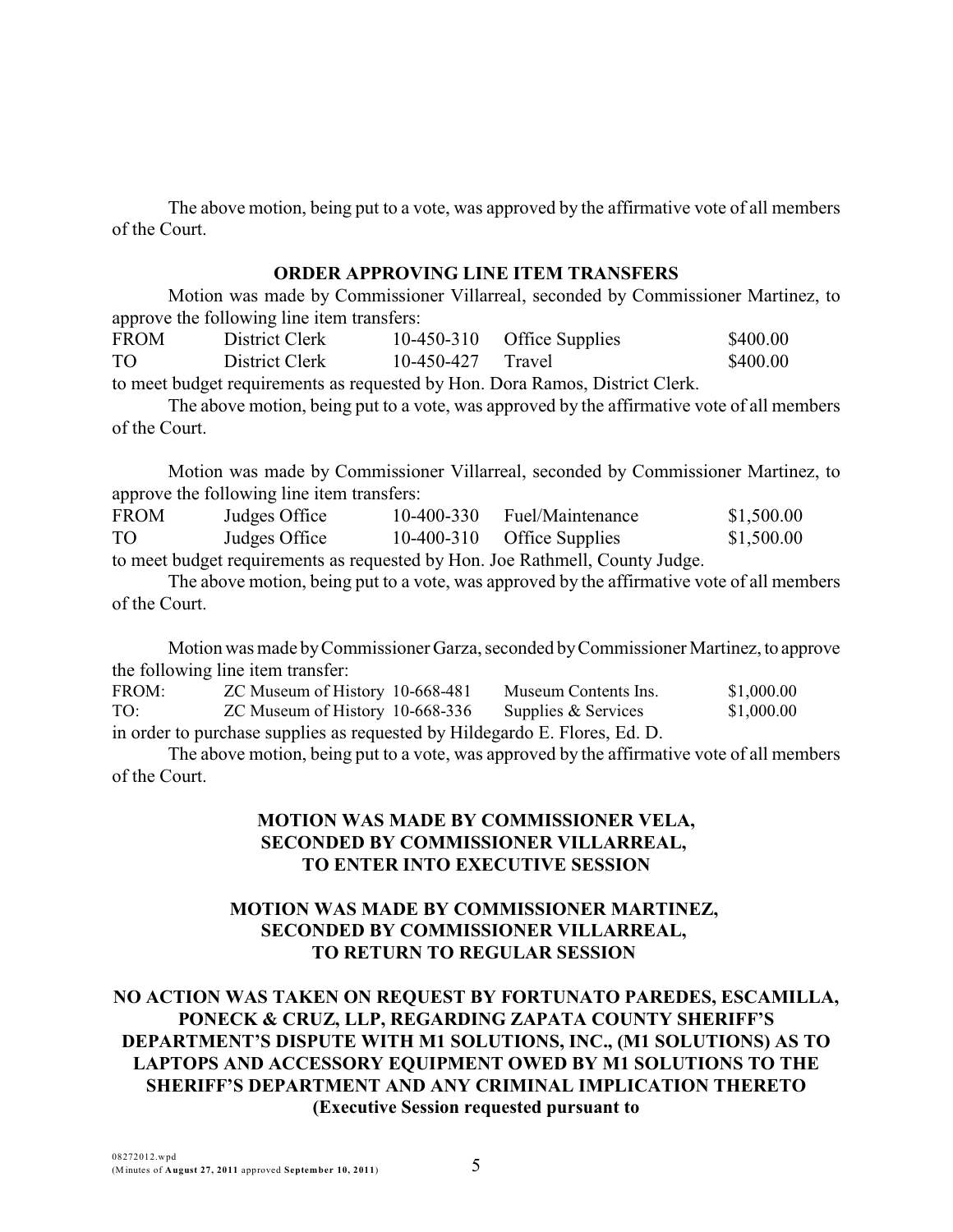The above motion, being put to a vote, was approved by the affirmative vote of all members of the Court.

**ORDER APPROVING LINE ITEM TRANSFERS**

Motion was made by Commissioner Villarreal, seconded by Commissioner Martinez, to approve the following line item transfers:

| | | | | |
|---|---|---|---|---|
| FROM | District Clerk | 10-450-310 | Office Supplies | $400.00 |
| TO | District Clerk | 10-450-427 | Travel | $400.00 |

to meet budget requirements as requested by Hon. Dora Ramos, District Clerk.

The above motion, being put to a vote, was approved by the affirmative vote of all members of the Court.

Motion was made by Commissioner Villarreal, seconded by Commissioner Martinez, to approve the following line item transfers:

| | | | | |
|---|---|---|---|---|
| FROM | Judges Office | 10-400-330 | Fuel/Maintenance | $1,500.00 |
| TO | Judges Office | 10-400-310 | Office Supplies | $1,500.00 |

to meet budget requirements as requested by Hon. Joe Rathmell, County Judge.

The above motion, being put to a vote, was approved by the affirmative vote of all members of the Court.

Motion was made by Commissioner Garza, seconded by Commissioner Martinez, to approve the following line item transfer:

| | | | | |
|---|---|---|---|---|
| FROM: | ZC Museum of History | 10-668-481 | Museum Contents Ins. | $1,000.00 |
| TO: | ZC Museum of History | 10-668-336 | Supplies & Services | $1,000.00 |

in order to purchase supplies as requested by Hildegardo E. Flores, Ed. D.

The above motion, being put to a vote, was approved by the affirmative vote of all members of the Court.

**MOTION WAS MADE BY COMMISSIONER VELA, SECONDED BY COMMISSIONER VILLARREAL, TO ENTER INTO EXECUTIVE SESSION**

**MOTION WAS MADE BY COMMISSIONER MARTINEZ, SECONDED BY COMMISSIONER VILLARREAL, TO RETURN TO REGULAR SESSION**

**NO ACTION WAS TAKEN ON REQUEST BY FORTUNATO PAREDES, ESCAMILLA, PONECK & CRUZ, LLP, REGARDING ZAPATA COUNTY SHERIFF'S DEPARTMENT'S DISPUTE WITH M1 SOLUTIONS, INC., (M1 SOLUTIONS) AS TO LAPTOPS AND ACCESSORY EQUIPMENT OWED BY M1 SOLUTIONS TO THE SHERIFF'S DEPARTMENT AND ANY CRIMINAL IMPLICATION THERETO (Executive Session requested pursuant to**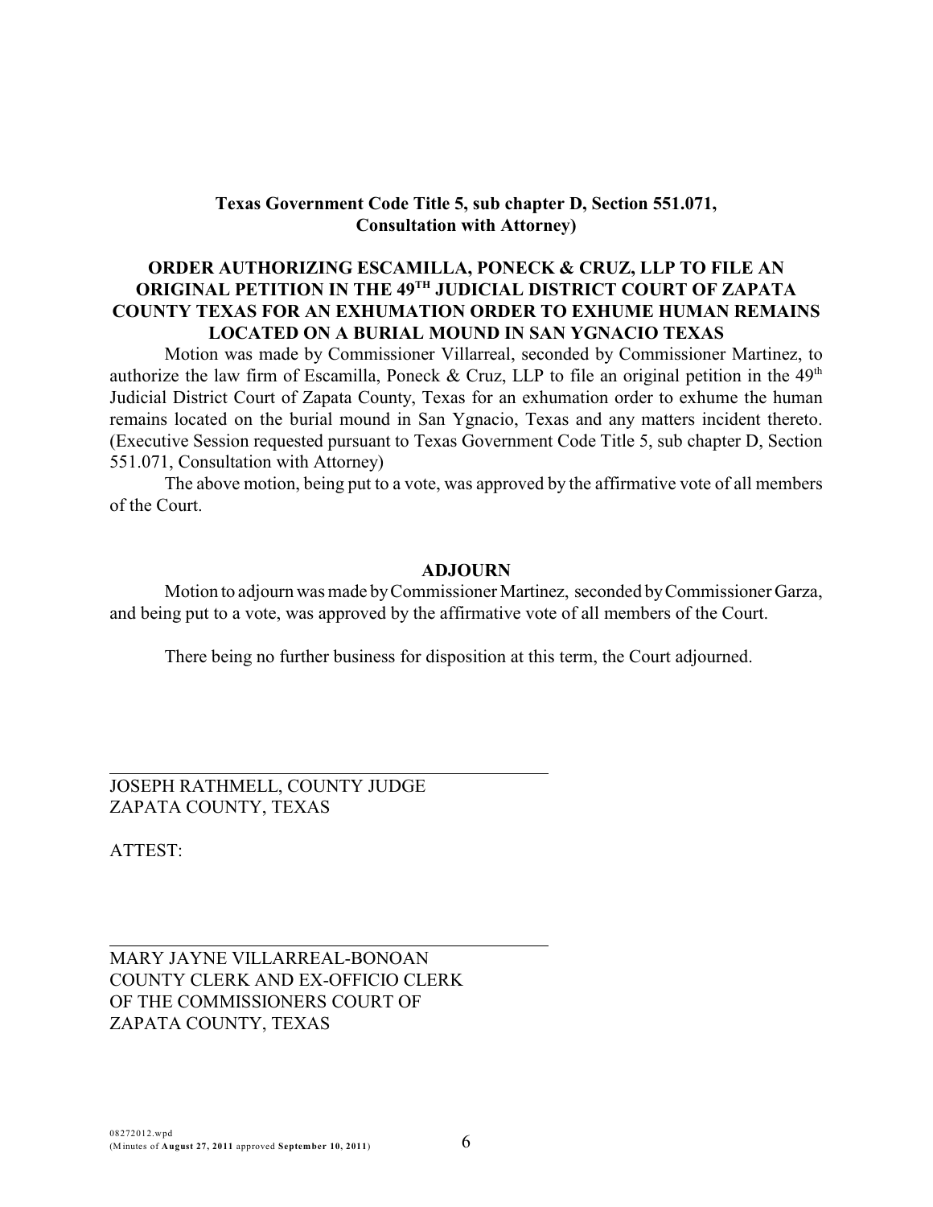**Texas Government Code Title 5, sub chapter D, Section 551.071, Consultation with Attorney)**

**ORDER AUTHORIZING ESCAMILLA, PONECK & CRUZ, LLP TO FILE AN ORIGINAL PETITION IN THE 49TH JUDICIAL DISTRICT COURT OF ZAPATA COUNTY TEXAS FOR AN EXHUMATION ORDER TO EXHUME HUMAN REMAINS LOCATED ON A BURIAL MOUND IN SAN YGNACIO TEXAS**

Motion was made by Commissioner Villarreal, seconded by Commissioner Martinez, to authorize the law firm of Escamilla, Poneck & Cruz, LLP to file an original petition in the 49th Judicial District Court of Zapata County, Texas for an exhumation order to exhume the human remains located on the burial mound in San Ygnacio, Texas and any matters incident thereto. (Executive Session requested pursuant to Texas Government Code Title 5, sub chapter D, Section 551.071, Consultation with Attorney)

The above motion, being put to a vote, was approved by the affirmative vote of all members of the Court.

**ADJOURN**

Motion to adjourn was made by Commissioner Martinez, seconded by Commissioner Garza, and being put to a vote, was approved by the affirmative vote of all members of the Court.

There being no further business for disposition at this term, the Court adjourned.

JOSEPH RATHMELL, COUNTY JUDGE
ZAPATA COUNTY, TEXAS

ATTEST:

MARY JAYNE VILLARREAL-BONOAN
COUNTY CLERK AND EX-OFFICIO CLERK
OF THE COMMISSIONERS COURT OF
ZAPATA COUNTY, TEXAS

08272012.wpd
(Minutes of **August 27, 2011** approved **September 10, 2011**)